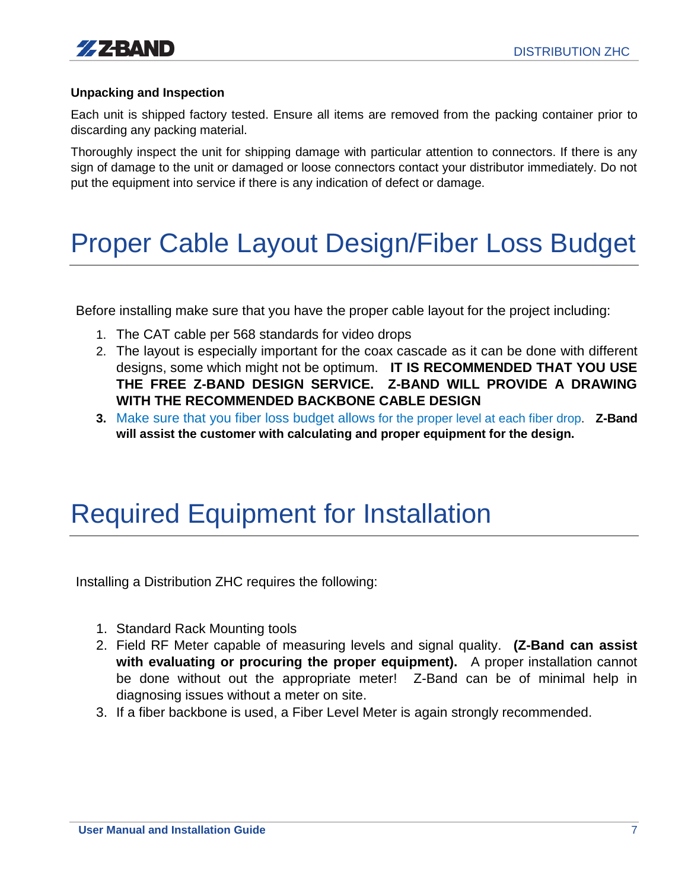**Unpacking and Inspection**

Each unit is shipped factory tested. Ensure all items are removed from the packing container prior to discarding any packing material.

Thoroughly inspect the unit for shipping damage with particular attention to connectors. If there is any sign of damage to the unit or damaged or loose connectors contact your distributor immediately. Do not put the equipment into service if there is any indication of defect or damage.

# Proper Cable Layout Design/Fiber Loss Budget

Before installing make sure that you have the proper cable layout for the project including:

1. The CAT cable per 568 standards for video drops
2. The layout is especially important for the coax cascade as it can be done with different designs, some which might not be optimum. **IT IS RECOMMENDED THAT YOU USE THE FREE Z-BAND DESIGN SERVICE. Z-BAND WILL PROVIDE A DRAWING WITH THE RECOMMENDED BACKBONE CABLE DESIGN**
3. Make sure that you fiber loss budget allows for the proper level at each fiber drop. **Z-Band will assist the customer with calculating and proper equipment for the design.**

# Required Equipment for Installation

Installing a Distribution ZHC requires the following:

1. Standard Rack Mounting tools
2. Field RF Meter capable of measuring levels and signal quality. **(Z-Band can assist with evaluating or procuring the proper equipment).** A proper installation cannot be done without out the appropriate meter! Z-Band can be of minimal help in diagnosing issues without a meter on site.
3. If a fiber backbone is used, a Fiber Level Meter is again strongly recommended.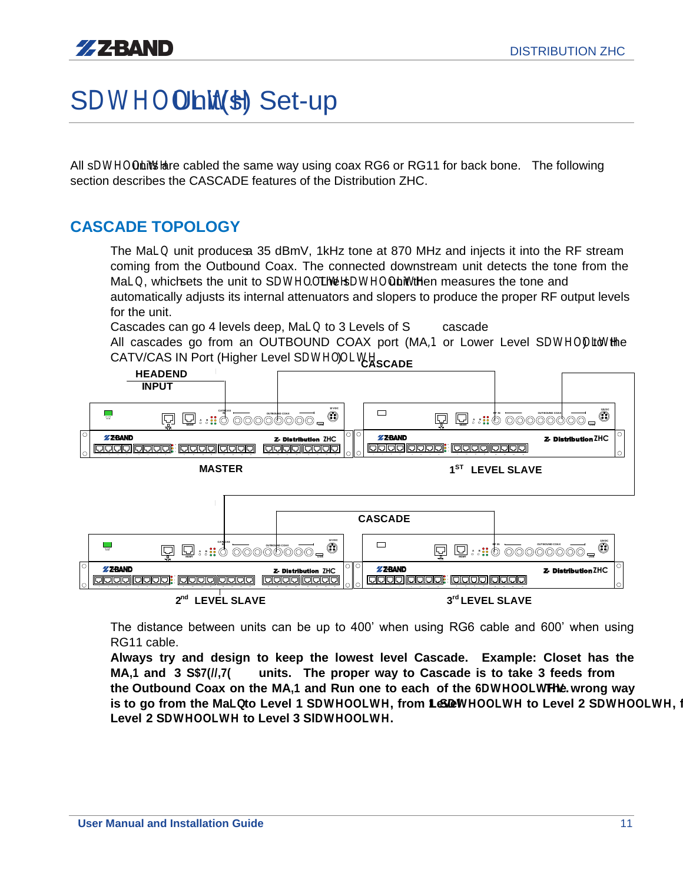# Satellite Unit(s) Set-up

All Satellite units are cabled the same way using coax RG6 or RG11 for back bone. The following section describes the CASCADE features of the Distribution ZHC.

## CASCADE TOPOLOGY

The Main unit produces a 35 dBmV, 1kHz tone at 870 MHz and injects it into the RF stream coming from the Outbound Coax. The connected downstream unit detects the tone from the Main, which sets the unit to Satellite. The Satellite unit then measures the tone and automatically adjusts its internal attenuators and slopers to produce the proper RF output levels for the unit.

Cascades can go 4 levels deep, Main to 3 Levels of Satellite cascade

All cascades go from an OUTBOUND COAX port (MAIN or Lower Level Satellite) to the CATV/CAS IN Port (Higher Level Satellite).

HEADEND INPUT

CASCADE

MASTER

1ST LEVEL SLAVE

CASCADE

2nd LEVEL SLAVE

3rd LEVEL SLAVE

The distance between units can be up to 400' when using RG6 cable and 600' when using RG11 cable.

**Always try and design to keep the lowest level Cascade. Example: Closet has the MAIN and 3 SATELLITE units. The proper way to Cascade is to take 3 feeds from the Outbound Coax on the MAIN and Run one to each of the Satellite. The wrong way is to go from the Main to Level 1 Satellite, from Level 1 Satellite to Level 2 Satellite, from Level 2 Satellite to Level 3 Satellite.**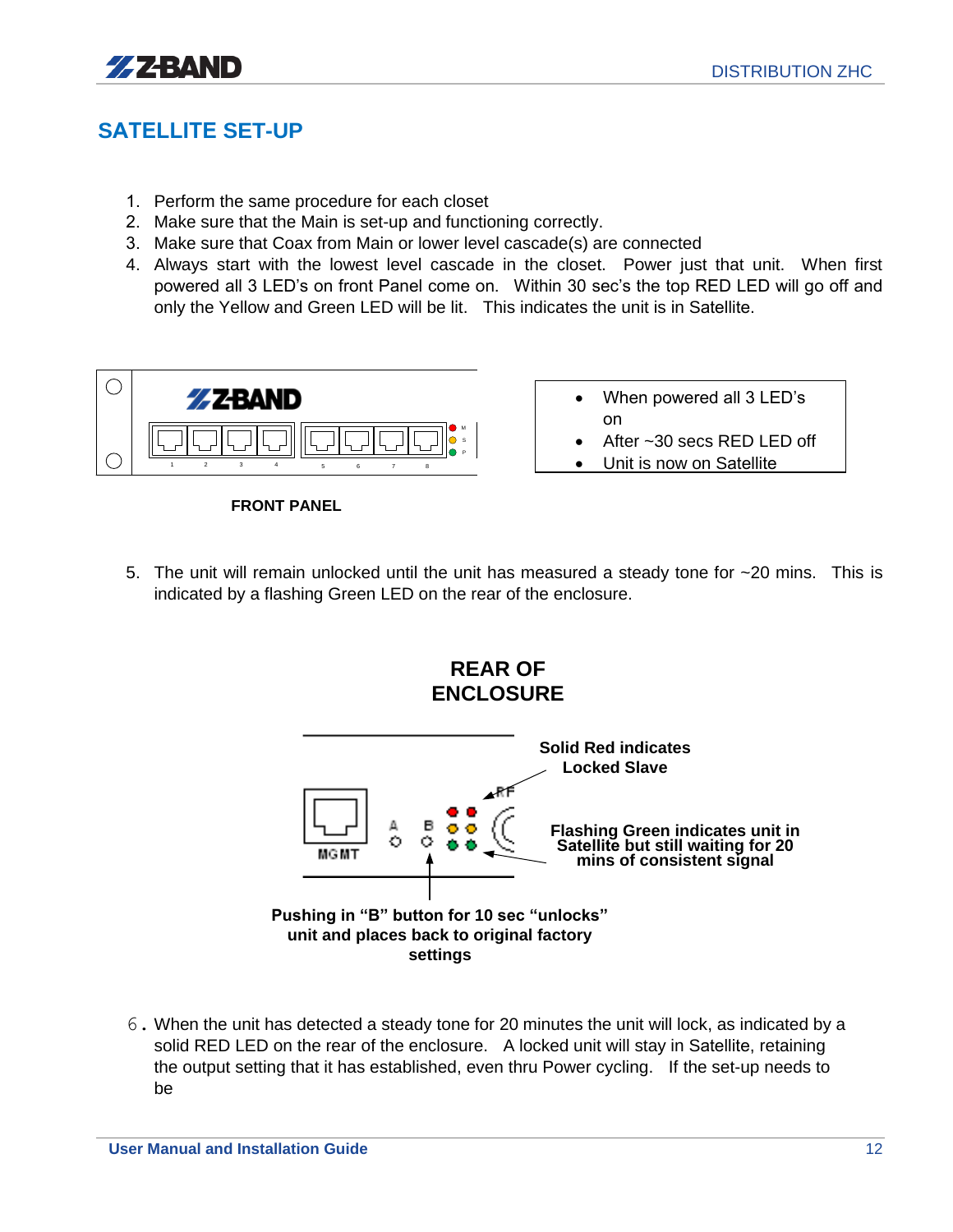## SATELLITE SET-UP

1. Perform the same procedure for each closet
2. Make sure that the Main is set-up and functioning correctly.
3. Make sure that Coax from Main or lower level cascade(s) are connected
4. Always start with the lowest level cascade in the closet. Power just that unit. When first powered all 3 LED's on front Panel come on. Within 30 sec's the top RED LED will go off and only the Yellow and Green LED will be lit. This indicates the unit is in Satellite.

- When powered all 3 LED's on
- After ~30 secs RED LED off
- Unit is now on Satellite

**FRONT PANEL**

5. The unit will remain unlocked until the unit has measured a steady tone for ~20 mins. This is indicated by a flashing Green LED on the rear of the enclosure.

**REAR OF ENCLOSURE**

**Solid Red indicates Locked Slave**

**Flashing Green indicates unit in Satellite but still waiting for 20 mins of consistent signal**

**Pushing in "B" button for 10 sec "unlocks" unit and places back to original factory settings**

6. When the unit has detected a steady tone for 20 minutes the unit will lock, as indicated by a solid RED LED on the rear of the enclosure. A locked unit will stay in Satellite, retaining the output setting that it has established, even thru Power cycling. If the set-up needs to be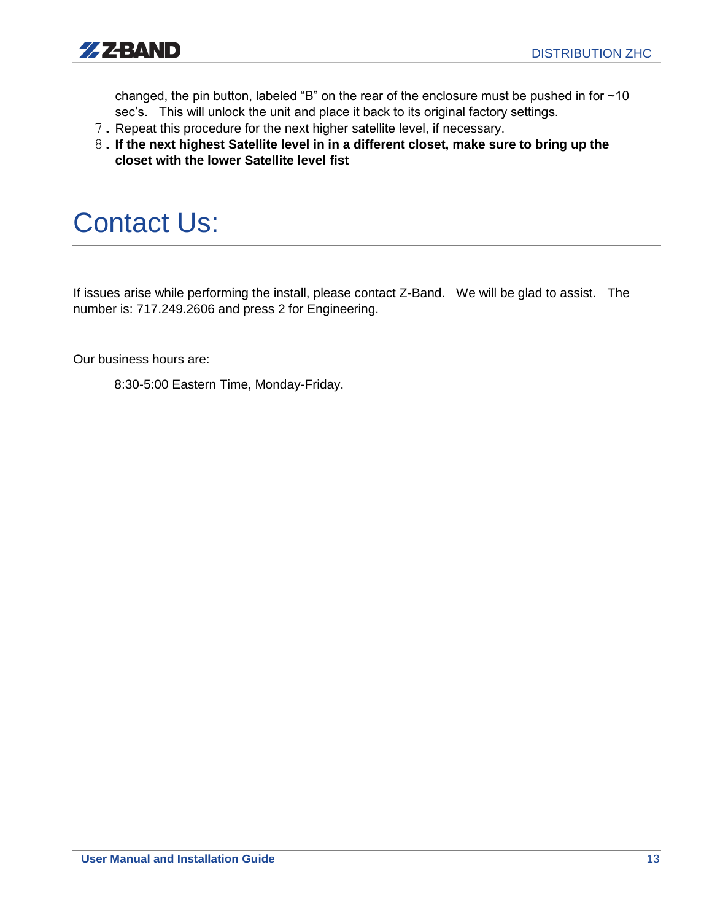changed, the pin button, labeled “B” on the rear of the enclosure must be pushed in for ~10 sec’s. This will unlock the unit and place it back to its original factory settings.

7. Repeat this procedure for the next higher satellite level, if necessary.
8. **If the next highest Satellite level in in a different closet, make sure to bring up the closet with the lower Satellite level fist**

# Contact Us:

If issues arise while performing the install, please contact Z-Band. We will be glad to assist. The number is: 717.249.2606 and press 2 for Engineering.

Our business hours are:

8:30-5:00 Eastern Time, Monday-Friday.